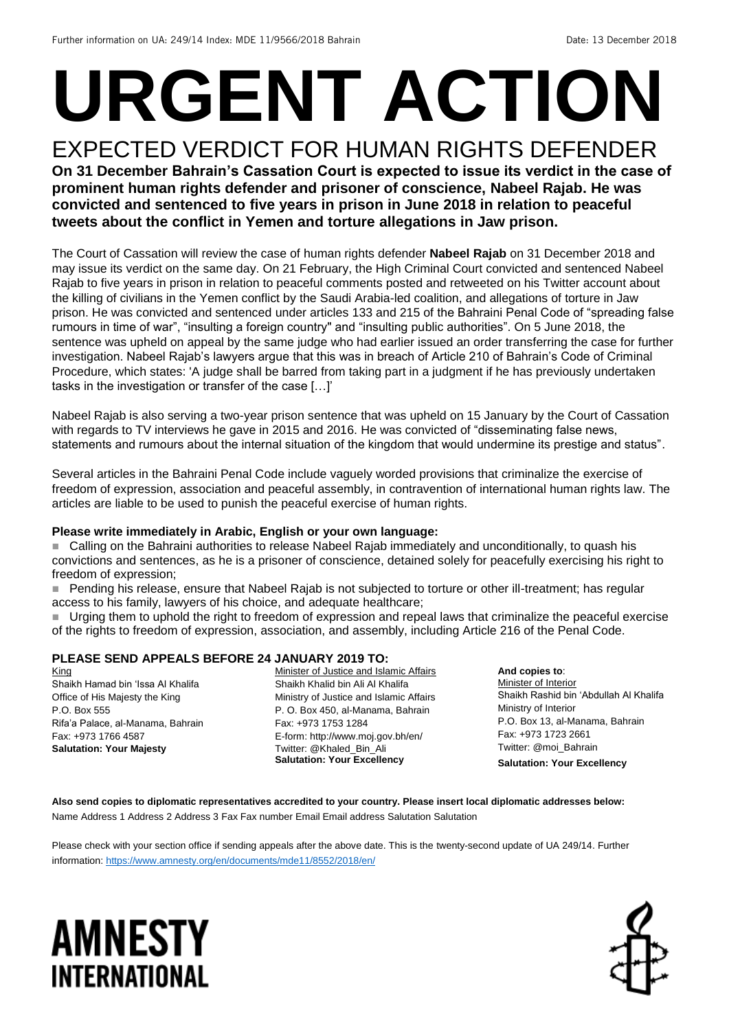Further information on UA: 249/14 Index: MDE 11/9566/2018 Bahrain Date: 13 December 2018

# URGENT ACTION

## EXPECTED VERDICT FOR HUMAN RIGHTS DEFENDER

**On 31 December Bahrain's Cassation Court is expected to issue its verdict in the case of prominent human rights defender and prisoner of conscience, Nabeel Rajab. He was convicted and sentenced to five years in prison in June 2018 in relation to peaceful tweets about the conflict in Yemen and torture allegations in Jaw prison.**

The Court of Cassation will review the case of human rights defender **Nabeel Rajab** on 31 December 2018 and may issue its verdict on the same day. On 21 February, the High Criminal Court convicted and sentenced Nabeel Rajab to five years in prison in relation to peaceful comments posted and retweeted on his Twitter account about the killing of civilians in the Yemen conflict by the Saudi Arabia-led coalition, and allegations of torture in Jaw prison. He was convicted and sentenced under articles 133 and 215 of the Bahraini Penal Code of "spreading false rumours in time of war", "insulting a foreign country" and "insulting public authorities". On 5 June 2018, the sentence was upheld on appeal by the same judge who had earlier issued an order transferring the case for further investigation. Nabeel Rajab's lawyers argue that this was in breach of Article 210 of Bahrain's Code of Criminal Procedure, which states: 'A judge shall be barred from taking part in a judgment if he has previously undertaken tasks in the investigation or transfer of the case […]'

Nabeel Rajab is also serving a two-year prison sentence that was upheld on 15 January by the Court of Cassation with regards to TV interviews he gave in 2015 and 2016. He was convicted of "disseminating false news, statements and rumours about the internal situation of the kingdom that would undermine its prestige and status".

Several articles in the Bahraini Penal Code include vaguely worded provisions that criminalize the exercise of freedom of expression, association and peaceful assembly, in contravention of international human rights law. The articles are liable to be used to punish the peaceful exercise of human rights.

**Please write immediately in Arabic, English or your own language:**

- Calling on the Bahraini authorities to release Nabeel Rajab immediately and unconditionally, to quash his convictions and sentences, as he is a prisoner of conscience, detained solely for peacefully exercising his right to freedom of expression;
- Pending his release, ensure that Nabeel Rajab is not subjected to torture or other ill-treatment; has regular access to his family, lawyers of his choice, and adequate healthcare;
- Urging them to uphold the right to freedom of expression and repeal laws that criminalize the peaceful exercise of the rights to freedom of expression, association, and assembly, including Article 216 of the Penal Code.

### PLEASE SEND APPEALS BEFORE 24 JANUARY 2019 TO:

King
Shaikh Hamad bin 'Issa Al Khalifa
Office of His Majesty the King
P.O. Box 555
Rifa'a Palace, al-Manama, Bahrain
Fax: +973 1766 4587
**Salutation: Your Majesty**

Minister of Justice and Islamic Affairs
Shaikh Khalid bin Ali Al Khalifa
Ministry of Justice and Islamic Affairs
P. O. Box 450, al-Manama, Bahrain
Fax: +973 1753 1284
E-form: http://www.moj.gov.bh/en/
Twitter: @Khaled_Bin_Ali
**Salutation: Your Excellency**

**And copies to**:
Minister of Interior
Shaikh Rashid bin 'Abdullah Al Khalifa
Ministry of Interior
P.O. Box 13, al-Manama, Bahrain
Fax: +973 1723 2661
Twitter: @moi_Bahrain
**Salutation: Your Excellency**

**Also send copies to diplomatic representatives accredited to your country. Please insert local diplomatic addresses below:**
Name Address 1 Address 2 Address 3 Fax Fax number Email Email address Salutation Salutation

Please check with your section office if sending appeals after the above date. This is the twenty-second update of UA 249/14. Further information: https://www.amnesty.org/en/documents/mde11/8552/2018/en/

AMNESTY INTERNATIONAL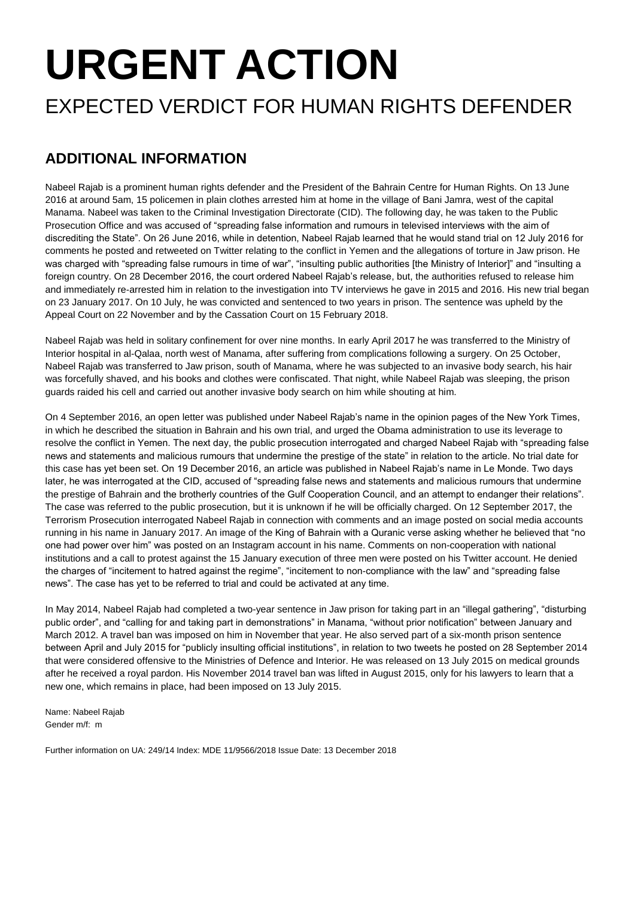# URGENT ACTION

## EXPECTED VERDICT FOR HUMAN RIGHTS DEFENDER

### ADDITIONAL INFORMATION

Nabeel Rajab is a prominent human rights defender and the President of the Bahrain Centre for Human Rights. On 13 June 2016 at around 5am, 15 policemen in plain clothes arrested him at home in the village of Bani Jamra, west of the capital Manama. Nabeel was taken to the Criminal Investigation Directorate (CID). The following day, he was taken to the Public Prosecution Office and was accused of "spreading false information and rumours in televised interviews with the aim of discrediting the State". On 26 June 2016, while in detention, Nabeel Rajab learned that he would stand trial on 12 July 2016 for comments he posted and retweeted on Twitter relating to the conflict in Yemen and the allegations of torture in Jaw prison. He was charged with "spreading false rumours in time of war", "insulting public authorities [the Ministry of Interior]" and "insulting a foreign country. On 28 December 2016, the court ordered Nabeel Rajab's release, but, the authorities refused to release him and immediately re-arrested him in relation to the investigation into TV interviews he gave in 2015 and 2016. His new trial began on 23 January 2017. On 10 July, he was convicted and sentenced to two years in prison. The sentence was upheld by the Appeal Court on 22 November and by the Cassation Court on 15 February 2018.

Nabeel Rajab was held in solitary confinement for over nine months. In early April 2017 he was transferred to the Ministry of Interior hospital in al-Qalaa, north west of Manama, after suffering from complications following a surgery. On 25 October, Nabeel Rajab was transferred to Jaw prison, south of Manama, where he was subjected to an invasive body search, his hair was forcefully shaved, and his books and clothes were confiscated. That night, while Nabeel Rajab was sleeping, the prison guards raided his cell and carried out another invasive body search on him while shouting at him.

On 4 September 2016, an open letter was published under Nabeel Rajab's name in the opinion pages of the New York Times, in which he described the situation in Bahrain and his own trial, and urged the Obama administration to use its leverage to resolve the conflict in Yemen. The next day, the public prosecution interrogated and charged Nabeel Rajab with "spreading false news and statements and malicious rumours that undermine the prestige of the state" in relation to the article. No trial date for this case has yet been set. On 19 December 2016, an article was published in Nabeel Rajab's name in Le Monde. Two days later, he was interrogated at the CID, accused of "spreading false news and statements and malicious rumours that undermine the prestige of Bahrain and the brotherly countries of the Gulf Cooperation Council, and an attempt to endanger their relations". The case was referred to the public prosecution, but it is unknown if he will be officially charged. On 12 September 2017, the Terrorism Prosecution interrogated Nabeel Rajab in connection with comments and an image posted on social media accounts running in his name in January 2017. An image of the King of Bahrain with a Quranic verse asking whether he believed that "no one had power over him" was posted on an Instagram account in his name. Comments on non-cooperation with national institutions and a call to protest against the 15 January execution of three men were posted on his Twitter account. He denied the charges of "incitement to hatred against the regime", "incitement to non-compliance with the law" and "spreading false news". The case has yet to be referred to trial and could be activated at any time.

In May 2014, Nabeel Rajab had completed a two-year sentence in Jaw prison for taking part in an "illegal gathering", "disturbing public order", and "calling for and taking part in demonstrations" in Manama, "without prior notification" between January and March 2012. A travel ban was imposed on him in November that year. He also served part of a six-month prison sentence between April and July 2015 for "publicly insulting official institutions", in relation to two tweets he posted on 28 September 2014 that were considered offensive to the Ministries of Defence and Interior. He was released on 13 July 2015 on medical grounds after he received a royal pardon. His November 2014 travel ban was lifted in August 2015, only for his lawyers to learn that a new one, which remains in place, had been imposed on 13 July 2015.

Name: Nabeel Rajab
Gender m/f: m

Further information on UA: 249/14 Index: MDE 11/9566/2018 Issue Date: 13 December 2018